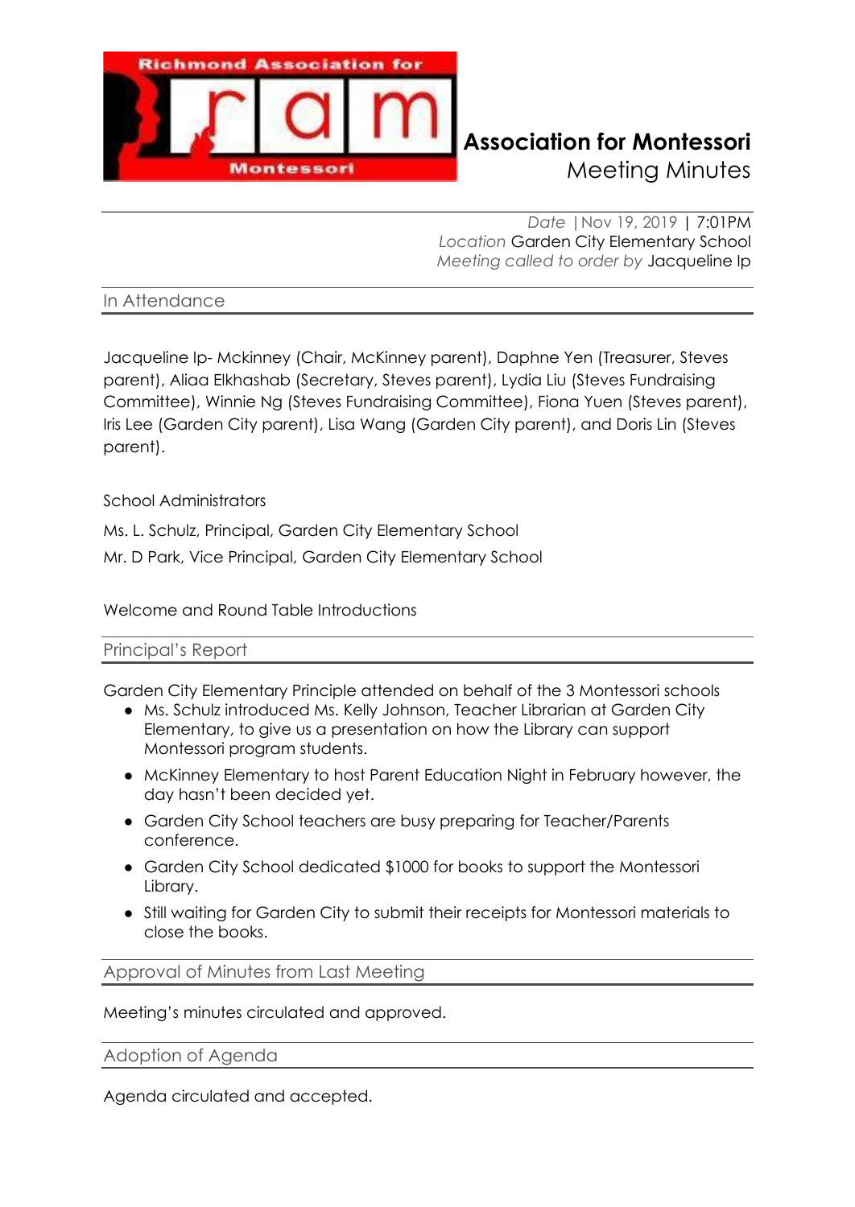# Association for Montessori
Meeting Minutes

*Date* | Nov 19, 2019 | 7:01PM
*Location* Garden City Elementary School
*Meeting called to order by* Jacqueline Ip

## In Attendance

Jacqueline Ip- Mckinney (Chair, McKinney parent), Daphne Yen (Treasurer, Steves parent), Aliaa Elkhashab (Secretary, Steves parent), Lydia Liu (Steves Fundraising Committee), Winnie Ng (Steves Fundraising Committee), Fiona Yuen (Steves parent), Iris Lee (Garden City parent), Lisa Wang (Garden City parent), and Doris Lin (Steves parent).

School Administrators

Ms. L. Schulz, Principal, Garden City Elementary School

Mr. D Park, Vice Principal, Garden City Elementary School

Welcome and Round Table Introductions

## Principal's Report

Garden City Elementary Principle attended on behalf of the 3 Montessori schools

- Ms. Schulz introduced Ms. Kelly Johnson, Teacher Librarian at Garden City Elementary, to give us a presentation on how the Library can support Montessori program students.
- McKinney Elementary to host Parent Education Night in February however, the day hasn't been decided yet.
- Garden City School teachers are busy preparing for Teacher/Parents conference.
- Garden City School dedicated $1000 for books to support the Montessori Library.
- Still waiting for Garden City to submit their receipts for Montessori materials to close the books.

## Approval of Minutes from Last Meeting

Meeting's minutes circulated and approved.

## Adoption of Agenda

Agenda circulated and accepted.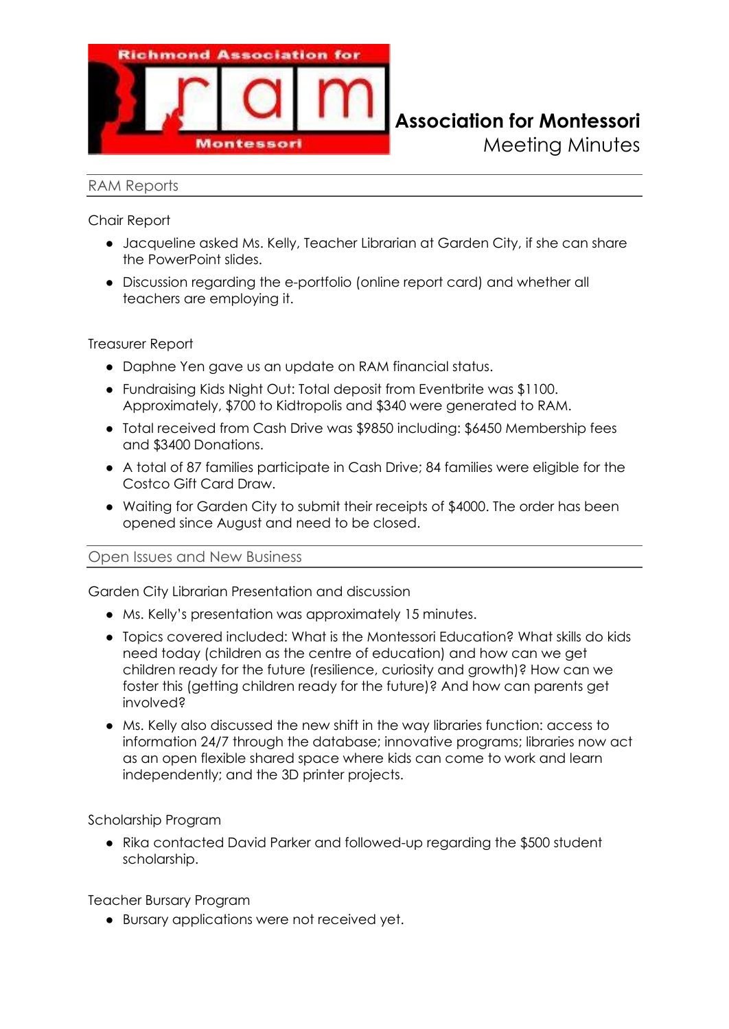# Association for Montessori

Meeting Minutes

## RAM Reports

### Chair Report

- Jacqueline asked Ms. Kelly, Teacher Librarian at Garden City, if she can share the PowerPoint slides.
- Discussion regarding the e-portfolio (online report card) and whether all teachers are employing it.

### Treasurer Report

- Daphne Yen gave us an update on RAM financial status.
- Fundraising Kids Night Out: Total deposit from Eventbrite was $1100. Approximately, $700 to Kidtropolis and $340 were generated to RAM.
- Total received from Cash Drive was $9850 including: $6450 Membership fees and $3400 Donations.
- A total of 87 families participate in Cash Drive; 84 families were eligible for the Costco Gift Card Draw.
- Waiting for Garden City to submit their receipts of $4000. The order has been opened since August and need to be closed.

## Open Issues and New Business

### Garden City Librarian Presentation and discussion

- Ms. Kelly's presentation was approximately 15 minutes.
- Topics covered included: What is the Montessori Education? What skills do kids need today (children as the centre of education) and how can we get children ready for the future (resilience, curiosity and growth)? How can we foster this (getting children ready for the future)? And how can parents get involved?
- Ms. Kelly also discussed the new shift in the way libraries function: access to information 24/7 through the database; innovative programs; libraries now act as an open flexible shared space where kids can come to work and learn independently; and the 3D printer projects.

### Scholarship Program

- Rika contacted David Parker and followed-up regarding the $500 student scholarship.

### Teacher Bursary Program

- Bursary applications were not received yet.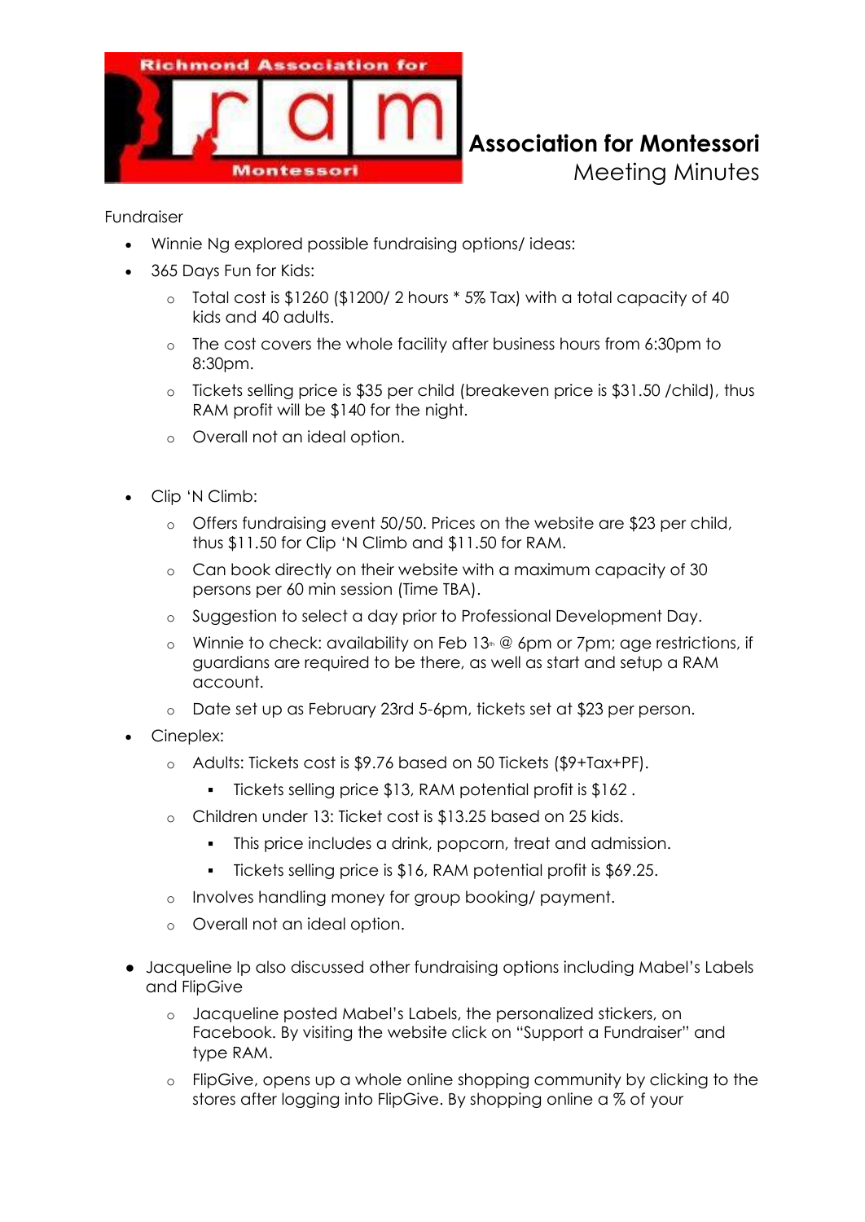# Association for Montessori

Meeting Minutes

Fundraiser

- Winnie Ng explored possible fundraising options/ ideas:
- 365 Days Fun for Kids:
  - Total cost is $1260 ($1200/ 2 hours * 5% Tax) with a total capacity of 40 kids and 40 adults.
  - The cost covers the whole facility after business hours from 6:30pm to 8:30pm.
  - Tickets selling price is $35 per child (breakeven price is $31.50 /child), thus RAM profit will be $140 for the night.
  - Overall not an ideal option.

- Clip 'N Climb:
  - Offers fundraising event 50/50. Prices on the website are $23 per child, thus $11.50 for Clip 'N Climb and $11.50 for RAM.
  - Can book directly on their website with a maximum capacity of 30 persons per 60 min session (Time TBA).
  - Suggestion to select a day prior to Professional Development Day.
  - Winnie to check: availability on Feb 13th @ 6pm or 7pm; age restrictions, if guardians are required to be there, as well as start and setup a RAM account.
  - Date set up as February 23rd 5-6pm, tickets set at $23 per person.
- Cineplex:
  - Adults: Tickets cost is $9.76 based on 50 Tickets ($9+Tax+PF).
    - Tickets selling price $13, RAM potential profit is $162 .
  - Children under 13: Ticket cost is $13.25 based on 25 kids.
    - This price includes a drink, popcorn, treat and admission.
    - Tickets selling price is $16, RAM potential profit is $69.25.
  - Involves handling money for group booking/ payment.
  - Overall not an ideal option.

- Jacqueline Ip also discussed other fundraising options including Mabel's Labels and FlipGive
  - Jacqueline posted Mabel's Labels, the personalized stickers, on Facebook. By visiting the website click on "Support a Fundraiser" and type RAM.
  - FlipGive, opens up a whole online shopping community by clicking to the stores after logging into FlipGive. By shopping online a % of your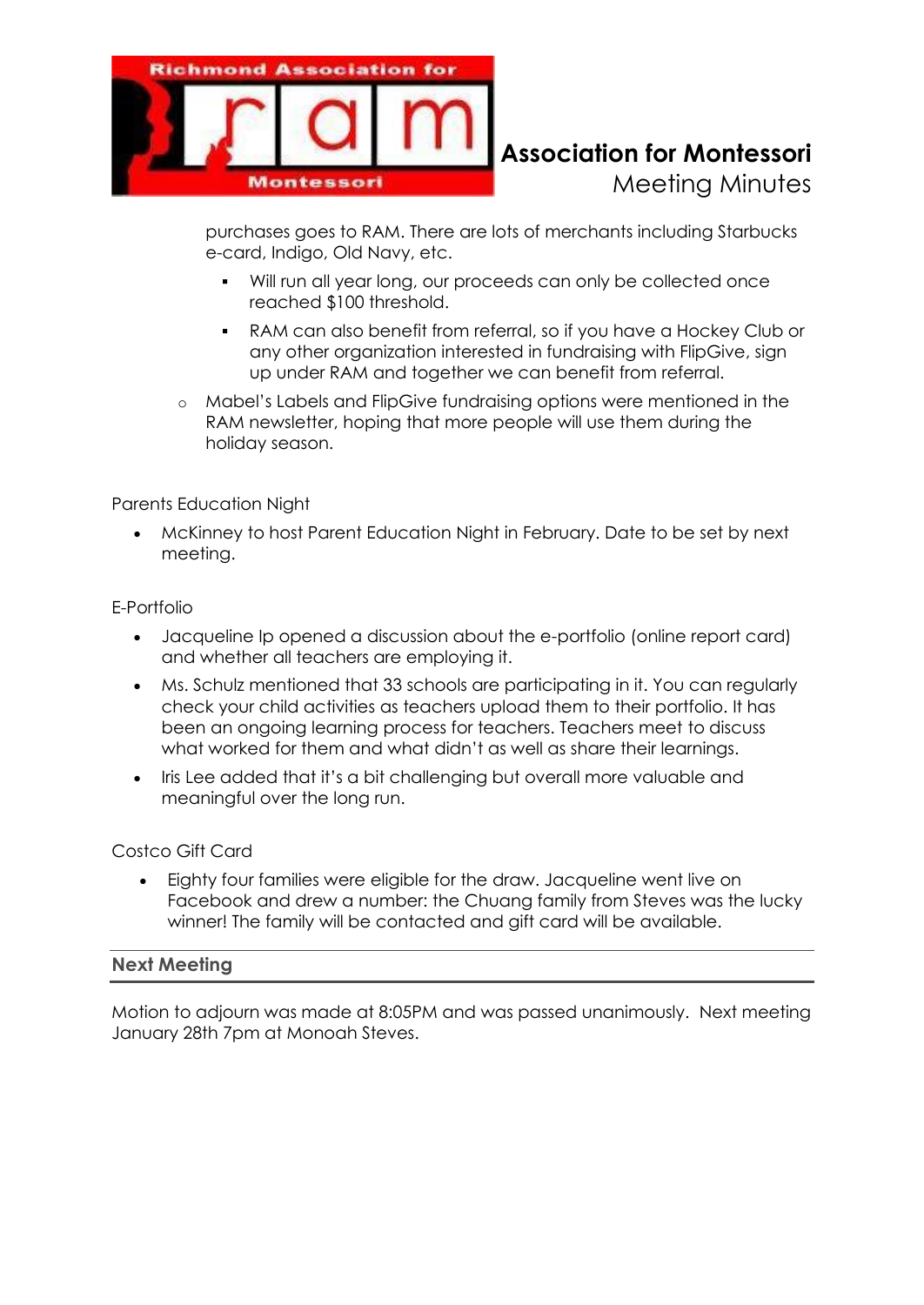purchases goes to RAM. There are lots of merchants including Starbucks e-card, Indigo, Old Navy, etc.

    - Will run all year long, our proceeds can only be collected once reached $100 threshold.
    - RAM can also benefit from referral, so if you have a Hockey Club or any other organization interested in fundraising with FlipGive, sign up under RAM and together we can benefit from referral.

  - Mabel's Labels and FlipGive fundraising options were mentioned in the RAM newsletter, hoping that more people will use them during the holiday season.

Parents Education Night

- McKinney to host Parent Education Night in February. Date to be set by next meeting.

E-Portfolio

- Jacqueline Ip opened a discussion about the e-portfolio (online report card) and whether all teachers are employing it.
- Ms. Schulz mentioned that 33 schools are participating in it. You can regularly check your child activities as teachers upload them to their portfolio. It has been an ongoing learning process for teachers. Teachers meet to discuss what worked for them and what didn't as well as share their learnings.
- Iris Lee added that it's a bit challenging but overall more valuable and meaningful over the long run.

Costco Gift Card

- Eighty four families were eligible for the draw. Jacqueline went live on Facebook and drew a number: the Chuang family from Steves was the lucky winner! The family will be contacted and gift card will be available.

## Next Meeting

Motion to adjourn was made at 8:05PM and was passed unanimously. Next meeting January 28th 7pm at Monoah Steves.